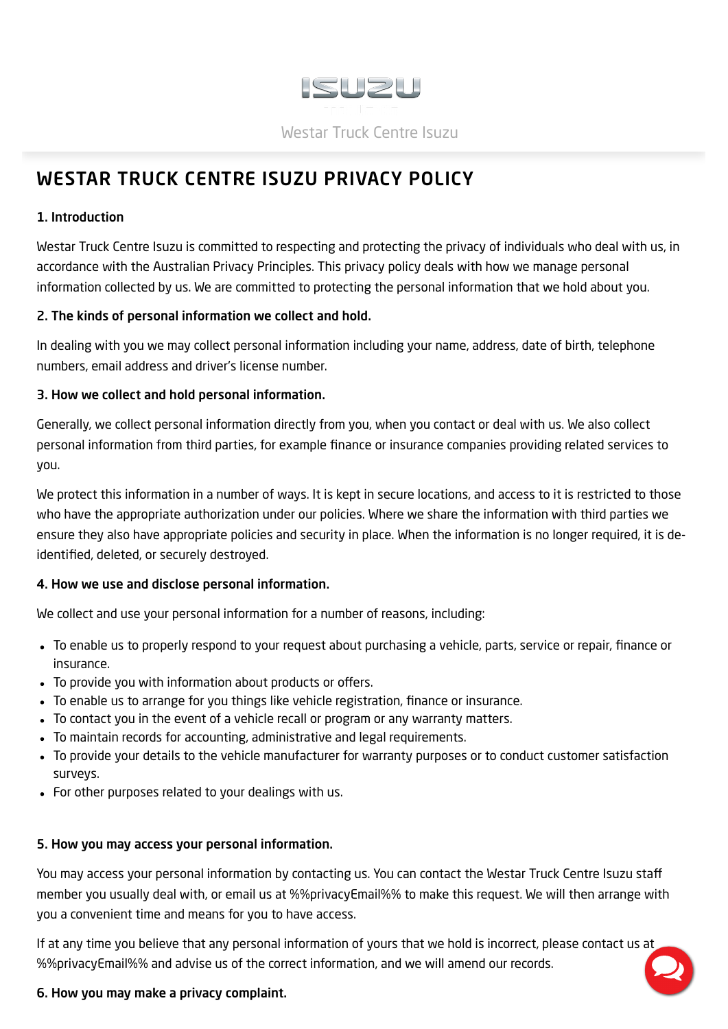Westar Truck Centre Isuzu

# WESTAR TRUCK CENTRE ISUZU PRIVACY POLICY

**1. Introduction**

Westar Truck Centre Isuzu is committed to respecting and protecting the privacy of individuals who deal with us, in accordance with the Australian Privacy Principles. This privacy policy deals with how we manage personal information collected by us. We are committed to protecting the personal information that we hold about you.

**2. The kinds of personal information we collect and hold.**

In dealing with you we may collect personal information including your name, address, date of birth, telephone numbers, email address and driver's license number.

**3. How we collect and hold personal information.**

Generally, we collect personal information directly from you, when you contact or deal with us. We also collect personal information from third parties, for example finance or insurance companies providing related services to you.

We protect this information in a number of ways. It is kept in secure locations, and access to it is restricted to those who have the appropriate authorization under our policies. Where we share the information with third parties we ensure they also have appropriate policies and security in place. When the information is no longer required, it is de-identified, deleted, or securely destroyed.

**4. How we use and disclose personal information.**

We collect and use your personal information for a number of reasons, including:

- To enable us to properly respond to your request about purchasing a vehicle, parts, service or repair, finance or insurance.
- To provide you with information about products or offers.
- To enable us to arrange for you things like vehicle registration, finance or insurance.
- To contact you in the event of a vehicle recall or program or any warranty matters.
- To maintain records for accounting, administrative and legal requirements.
- To provide your details to the vehicle manufacturer for warranty purposes or to conduct customer satisfaction surveys.
- For other purposes related to your dealings with us.

**5. How you may access your personal information.**

You may access your personal information by contacting us. You can contact the Westar Truck Centre Isuzu staff member you usually deal with, or email us at %%privacyEmail%% to make this request. We will then arrange with you a convenient time and means for you to have access.

If at any time you believe that any personal information of yours that we hold is incorrect, please contact us at %%privacyEmail%% and advise us of the correct information, and we will amend our records.

**6. How you may make a privacy complaint.**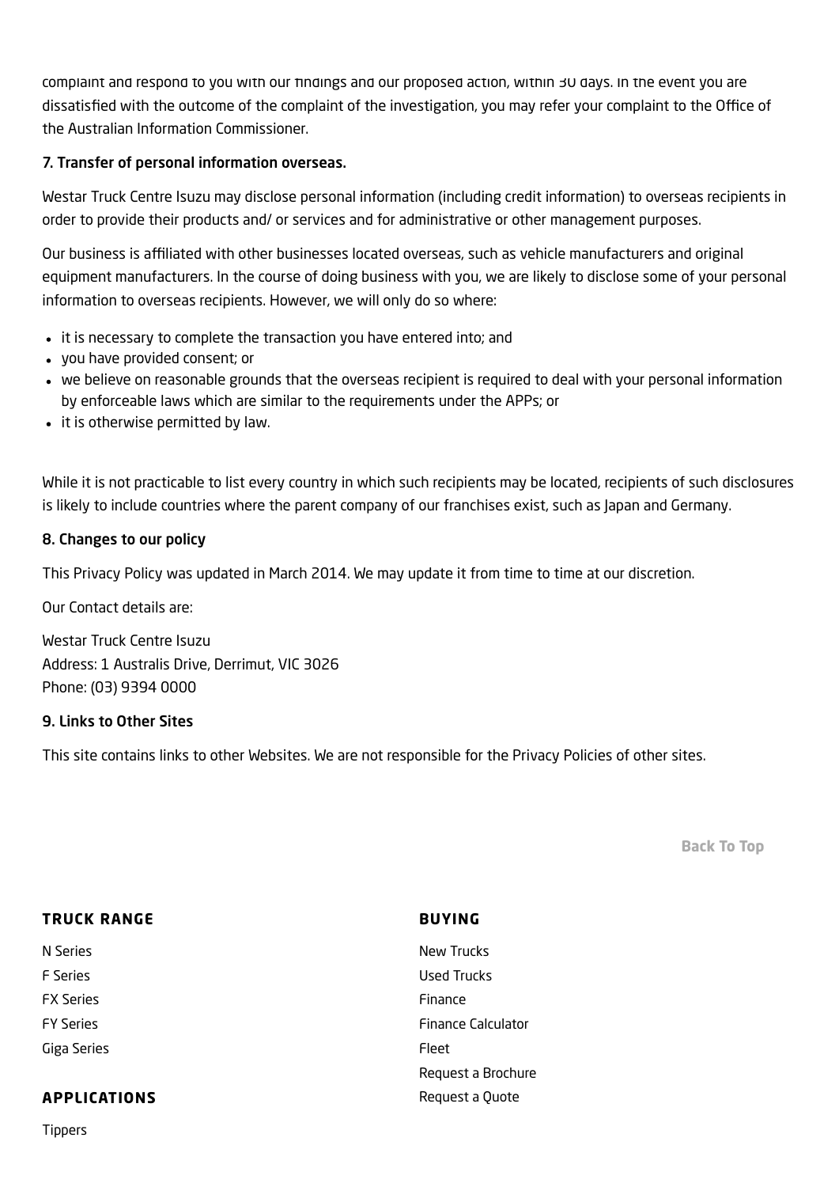complaint and respond to you with our findings and our proposed action, within 30 days. In the event you are dissatisfied with the outcome of the complaint of the investigation, you may refer your complaint to the Office of the Australian Information Commissioner.

### 7. Transfer of personal information overseas.

Westar Truck Centre Isuzu may disclose personal information (including credit information) to overseas recipients in order to provide their products and/ or services and for administrative or other management purposes.

Our business is affiliated with other businesses located overseas, such as vehicle manufacturers and original equipment manufacturers. In the course of doing business with you, we are likely to disclose some of your personal information to overseas recipients. However, we will only do so where:

- it is necessary to complete the transaction you have entered into; and
- you have provided consent; or
- we believe on reasonable grounds that the overseas recipient is required to deal with your personal information by enforceable laws which are similar to the requirements under the APPs; or
- it is otherwise permitted by law.

While it is not practicable to list every country in which such recipients may be located, recipients of such disclosures is likely to include countries where the parent company of our franchises exist, such as Japan and Germany.

### 8. Changes to our policy

This Privacy Policy was updated in March 2014. We may update it from time to time at our discretion.

Our Contact details are:

Westar Truck Centre Isuzu
Address: 1 Australis Drive, Derrimut, VIC 3026
Phone: (03) 9394 0000

### 9. Links to Other Sites

This site contains links to other Websites. We are not responsible for the Privacy Policies of other sites.

Back To Top

**TRUCK RANGE**

N Series
F Series
FX Series
FY Series
Giga Series

**APPLICATIONS**

Tippers

**BUYING**

New Trucks
Used Trucks
Finance
Finance Calculator
Fleet
Request a Brochure
Request a Quote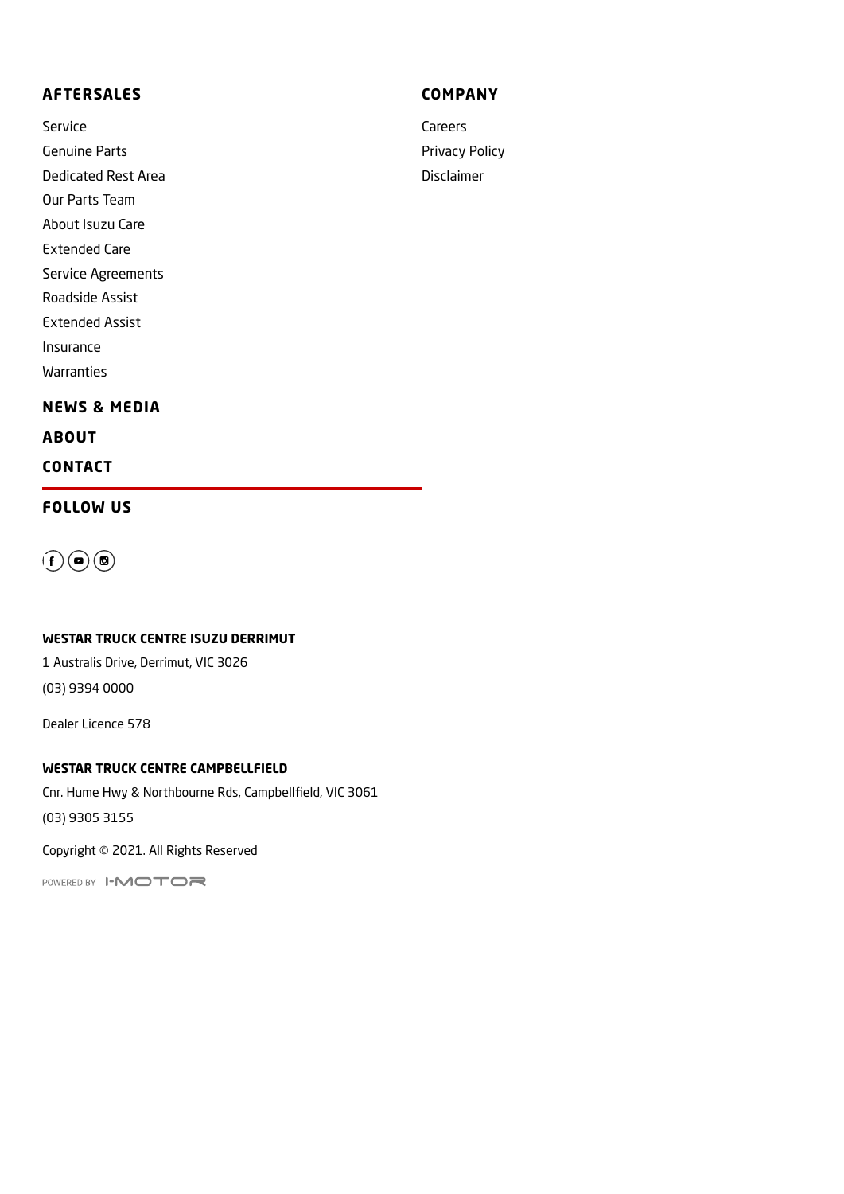## AFTERSALES

- Service
- Genuine Parts
- Dedicated Rest Area
- Our Parts Team
- About Isuzu Care
- Extended Care
- Service Agreements
- Roadside Assist
- Extended Assist
- Insurance
- Warranties

## COMPANY

- Careers
- Privacy Policy
- Disclaimer

## NEWS & MEDIA

## ABOUT

## CONTACT

## FOLLOW US

**WESTAR TRUCK CENTRE ISUZU DERRIMUT**

1 Australis Drive, Derrimut, VIC 3026

(03) 9394 0000

Dealer Licence 578

**WESTAR TRUCK CENTRE CAMPBELLFIELD**

Cnr. Hume Hwy & Northbourne Rds, Campbellfield, VIC 3061

(03) 9305 3155

Copyright © 2021. All Rights Reserved

POWERED BY I-MOTOR